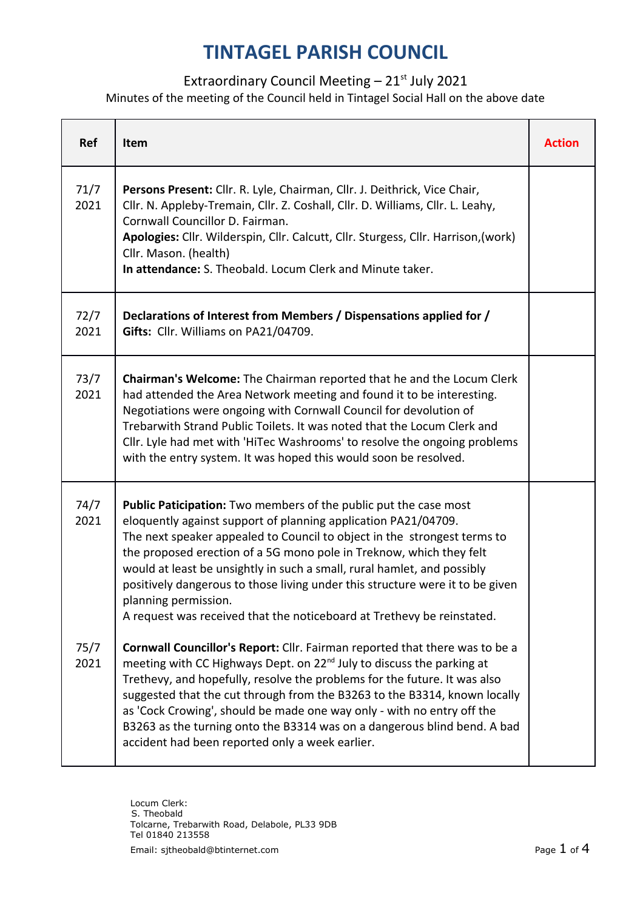# TINTAGEL PARISH COUNCIL

Extraordinary Council Meeting – 21st July 2021

Minutes of the meeting of the Council held in Tintagel Social Hall on the above date

| Ref | Item | Action |
|---|---|---|
| 71/7 2021 | **Persons Present:** Cllr. R. Lyle, Chairman, Cllr. J. Deithrick, Vice Chair, Cllr. N. Appleby-Tremain, Cllr. Z. Coshall, Cllr. D. Williams, Cllr. L. Leahy, Cornwall Councillor D. Fairman.<br>**Apologies:** Cllr. Wilderspin, Cllr. Calcutt, Cllr. Sturgess, Cllr. Harrison,(work) Cllr. Mason. (health)<br>**In attendance:** S. Theobald. Locum Clerk and Minute taker. | |
| 72/7 2021 | **Declarations of Interest from Members / Dispensations applied for / Gifts:** Cllr. Williams on PA21/04709. | |
| 73/7 2021 | **Chairman's Welcome:** The Chairman reported that he and the Locum Clerk had attended the Area Network meeting and found it to be interesting. Negotiations were ongoing with Cornwall Council for devolution of Trebarwith Strand Public Toilets. It was noted that the Locum Clerk and Cllr. Lyle had met with 'HiTec Washrooms' to resolve the ongoing problems with the entry system. It was hoped this would soon be resolved. | |
| 74/7 2021 | **Public Paticipation:** Two members of the public put the case most eloquently against support of planning application PA21/04709.<br>The next speaker appealed to Council to object in the strongest terms to the proposed erection of a 5G mono pole in Treknow, which they felt would at least be unsightly in such a small, rural hamlet, and possibly positively dangerous to those living under this structure were it to be given planning permission.<br>A request was received that the noticeboard at Trethevy be reinstated. | |
| 75/7 2021 | **Cornwall Councillor's Report:** Cllr. Fairman reported that there was to be a meeting with CC Highways Dept. on 22nd July to discuss the parking at Trethevy, and hopefully, resolve the problems for the future. It was also suggested that the cut through from the B3263 to the B3314, known locally as 'Cock Crowing', should be made one way only - with no entry off the B3263 as the turning onto the B3314 was on a dangerous blind bend. A bad accident had been reported only a week earlier. | |

Locum Clerk:
S. Theobald
Tolcarne, Trebarwith Road, Delabole, PL33 9DB
Tel 01840 213558
Email: sjtheobald@btinternet.com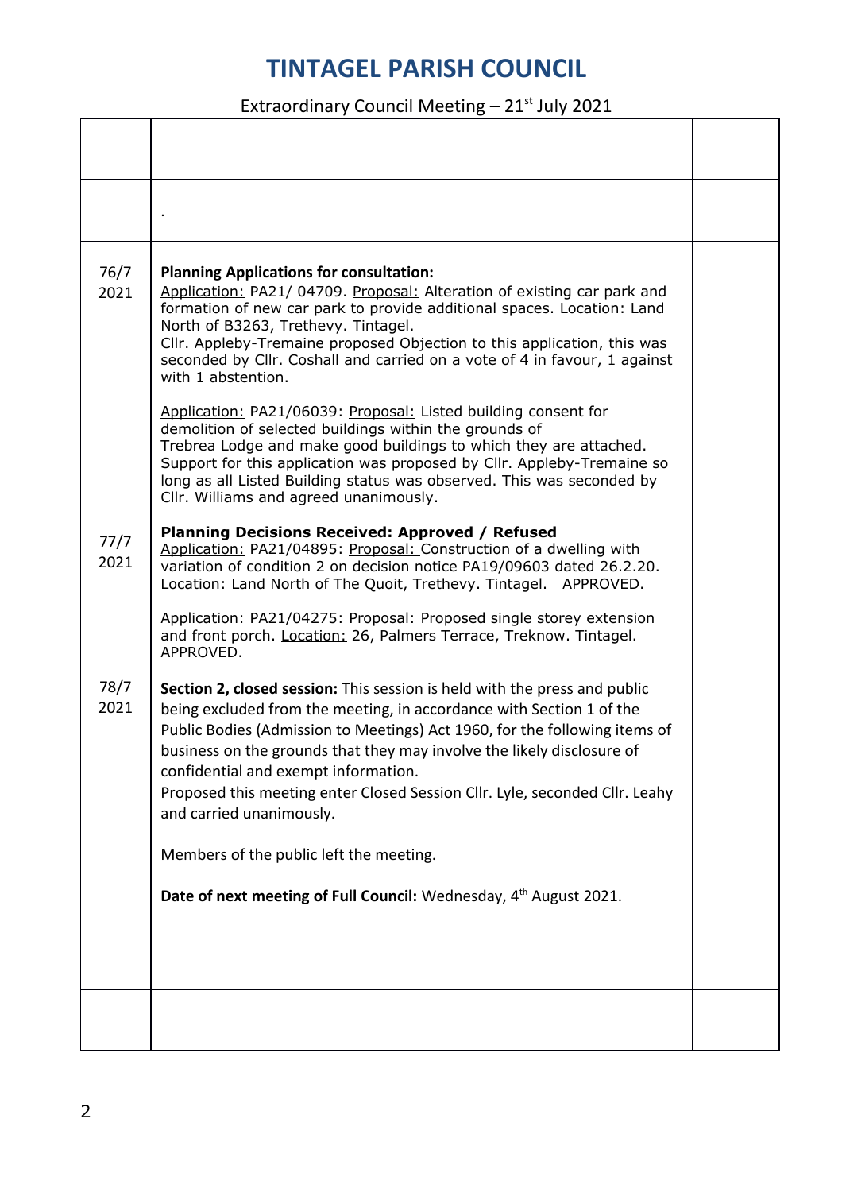# TINTAGEL PARISH COUNCIL

Extraordinary Council Meeting – 21st July 2021

| | | |
|---|---|---|
| | | |
| | . | |
| 76/7 2021 | **Planning Applications for consultation:**<br>Application: PA21/ 04709. Proposal: Alteration of existing car park and formation of new car park to provide additional spaces. Location: Land North of B3263, Trethevy. Tintagel.<br>Cllr. Appleby-Tremaine proposed Objection to this application, this was seconded by Cllr. Coshall and carried on a vote of 4 in favour, 1 against with 1 abstention.<br><br>Application: PA21/06039: Proposal: Listed building consent for demolition of selected buildings within the grounds of Trebrea Lodge and make good buildings to which they are attached. Support for this application was proposed by Cllr. Appleby-Tremaine so long as all Listed Building status was observed. This was seconded by Cllr. Williams and agreed unanimously. | |
| 77/7 2021 | **Planning Decisions Received: Approved / Refused**<br>Application: PA21/04895: Proposal: Construction of a dwelling with variation of condition 2 on decision notice PA19/09603 dated 26.2.20. Location: Land North of The Quoit, Trethevy. Tintagel. APPROVED.<br><br>Application: PA21/04275: Proposal: Proposed single storey extension and front porch. Location: 26, Palmers Terrace, Treknow. Tintagel. APPROVED. | |
| 78/7 2021 | **Section 2, closed session:** This session is held with the press and public being excluded from the meeting, in accordance with Section 1 of the Public Bodies (Admission to Meetings) Act 1960, for the following items of business on the grounds that they may involve the likely disclosure of confidential and exempt information.<br>Proposed this meeting enter Closed Session Cllr. Lyle, seconded Cllr. Leahy and carried unanimously.<br><br>Members of the public left the meeting.<br><br>**Date of next meeting of Full Council:** Wednesday, 4th August 2021. | |
| | | |